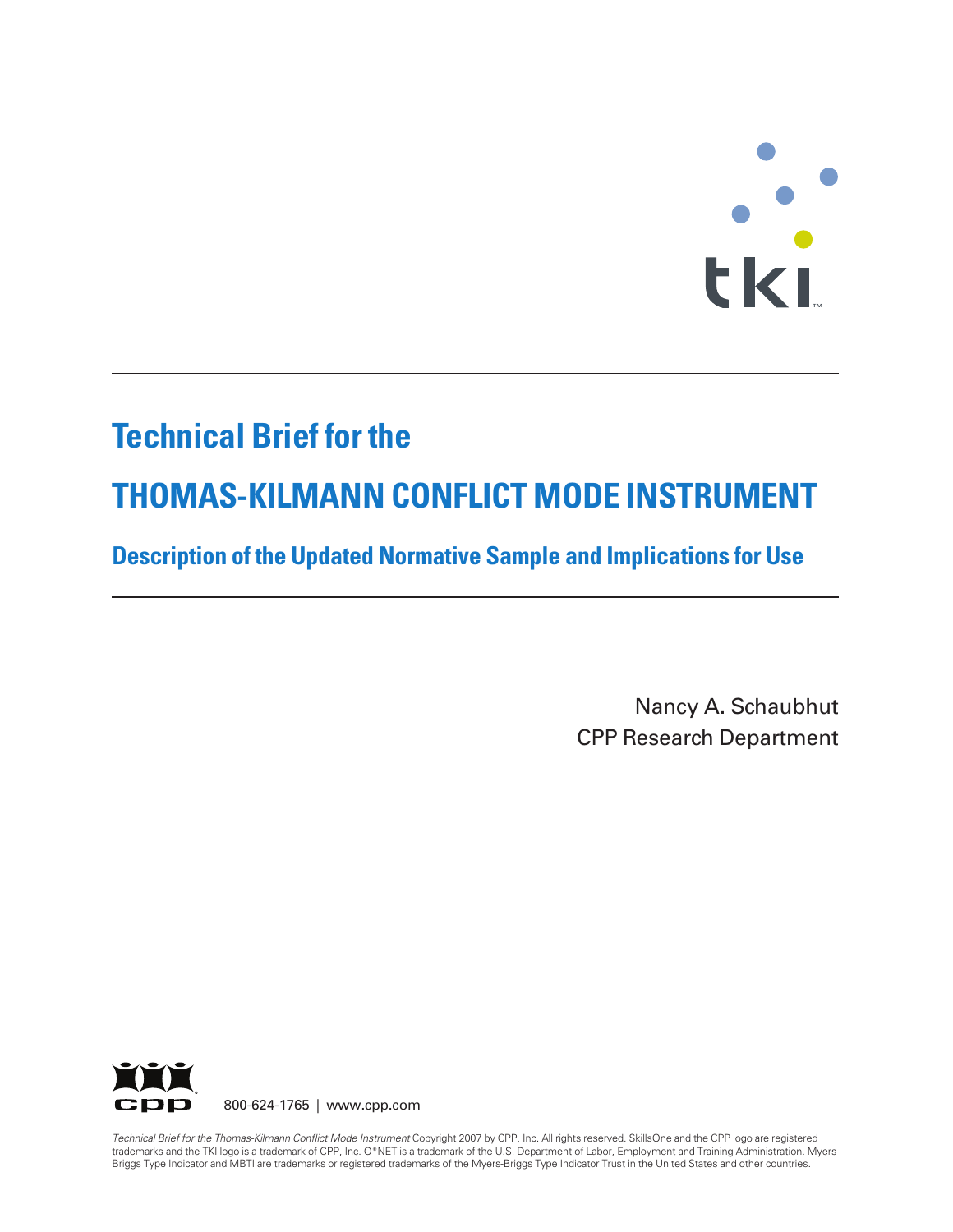# Technical Brief for the

# THOMAS-KILMANN CONFLICT MODE INSTRUMENT

## Description of the Updated Normative Sample and Implications for Use

Nancy A. Schaubhut
CPP Research Department

800-624-1765 | www.cpp.com

*Technical Brief for the Thomas-Kilmann Conflict Mode Instrument* Copyright 2007 by CPP, Inc. All rights reserved. SkillsOne and the CPP logo are registered trademarks and the TKI logo is a trademark of CPP, Inc. O*NET is a trademark of the U.S. Department of Labor, Employment and Training Administration. Myers-Briggs Type Indicator and MBTI are trademarks or registered trademarks of the Myers-Briggs Type Indicator Trust in the United States and other countries.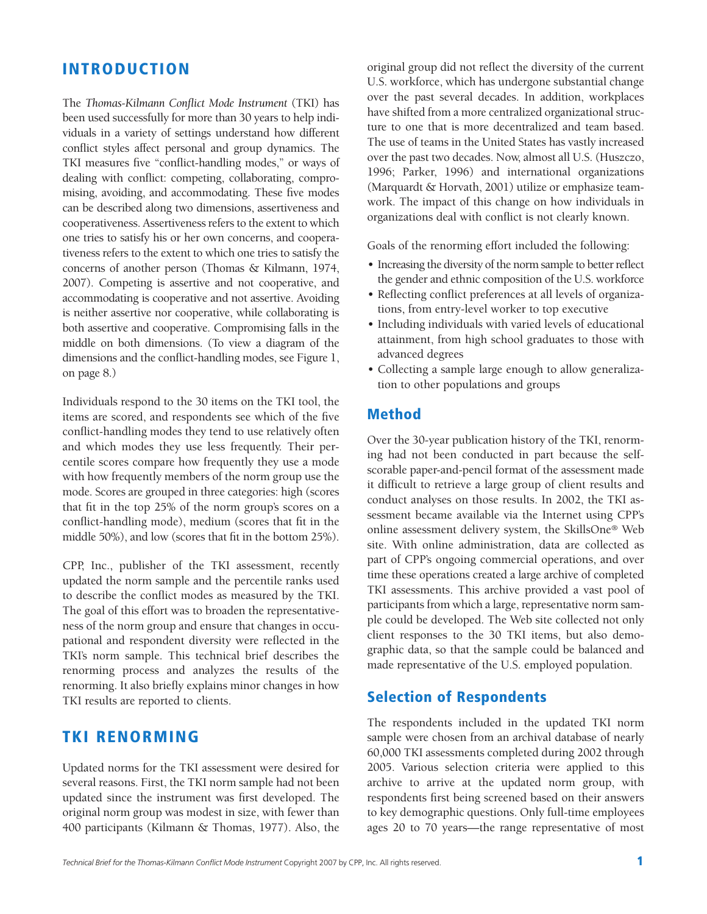# INTRODUCTION

The *Thomas-Kilmann Conflict Mode Instrument* (TKI) has been used successfully for more than 30 years to help individuals in a variety of settings understand how different conflict styles affect personal and group dynamics. The TKI measures five "conflict-handling modes," or ways of dealing with conflict: competing, collaborating, compromising, avoiding, and accommodating. These five modes can be described along two dimensions, assertiveness and cooperativeness. Assertiveness refers to the extent to which one tries to satisfy his or her own concerns, and cooperativeness refers to the extent to which one tries to satisfy the concerns of another person (Thomas & Kilmann, 1974, 2007). Competing is assertive and not cooperative, and accommodating is cooperative and not assertive. Avoiding is neither assertive nor cooperative, while collaborating is both assertive and cooperative. Compromising falls in the middle on both dimensions. (To view a diagram of the dimensions and the conflict-handling modes, see Figure 1, on page 8.)

Individuals respond to the 30 items on the TKI tool, the items are scored, and respondents see which of the five conflict-handling modes they tend to use relatively often and which modes they use less frequently. Their percentile scores compare how frequently they use a mode with how frequently members of the norm group use the mode. Scores are grouped in three categories: high (scores that fit in the top 25% of the norm group's scores on a conflict-handling mode), medium (scores that fit in the middle 50%), and low (scores that fit in the bottom 25%).

CPP, Inc., publisher of the TKI assessment, recently updated the norm sample and the percentile ranks used to describe the conflict modes as measured by the TKI. The goal of this effort was to broaden the representativeness of the norm group and ensure that changes in occupational and respondent diversity were reflected in the TKI's norm sample. This technical brief describes the renorming process and analyzes the results of the renorming. It also briefly explains minor changes in how TKI results are reported to clients.

# TKI RENORMING

Updated norms for the TKI assessment were desired for several reasons. First, the TKI norm sample had not been updated since the instrument was first developed. The original norm group was modest in size, with fewer than 400 participants (Kilmann & Thomas, 1977). Also, the original group did not reflect the diversity of the current U.S. workforce, which has undergone substantial change over the past several decades. In addition, workplaces have shifted from a more centralized organizational structure to one that is more decentralized and team based. The use of teams in the United States has vastly increased over the past two decades. Now, almost all U.S. (Huszczo, 1996; Parker, 1996) and international organizations (Marquardt & Horvath, 2001) utilize or emphasize teamwork. The impact of this change on how individuals in organizations deal with conflict is not clearly known.

Goals of the renorming effort included the following:

- Increasing the diversity of the norm sample to better reflect the gender and ethnic composition of the U.S. workforce
- Reflecting conflict preferences at all levels of organizations, from entry-level worker to top executive
- Including individuals with varied levels of educational attainment, from high school graduates to those with advanced degrees
- Collecting a sample large enough to allow generalization to other populations and groups

## Method

Over the 30-year publication history of the TKI, renorming had not been conducted in part because the self-scorable paper-and-pencil format of the assessment made it difficult to retrieve a large group of client results and conduct analyses on those results. In 2002, the TKI assessment became available via the Internet using CPP's online assessment delivery system, the SkillsOne® Web site. With online administration, data are collected as part of CPP's ongoing commercial operations, and over time these operations created a large archive of completed TKI assessments. This archive provided a vast pool of participants from which a large, representative norm sample could be developed. The Web site collected not only client responses to the 30 TKI items, but also demographic data, so that the sample could be balanced and made representative of the U.S. employed population.

## Selection of Respondents

The respondents included in the updated TKI norm sample were chosen from an archival database of nearly 60,000 TKI assessments completed during 2002 through 2005. Various selection criteria were applied to this archive to arrive at the updated norm group, with respondents first being screened based on their answers to key demographic questions. Only full-time employees ages 20 to 70 years—the range representative of most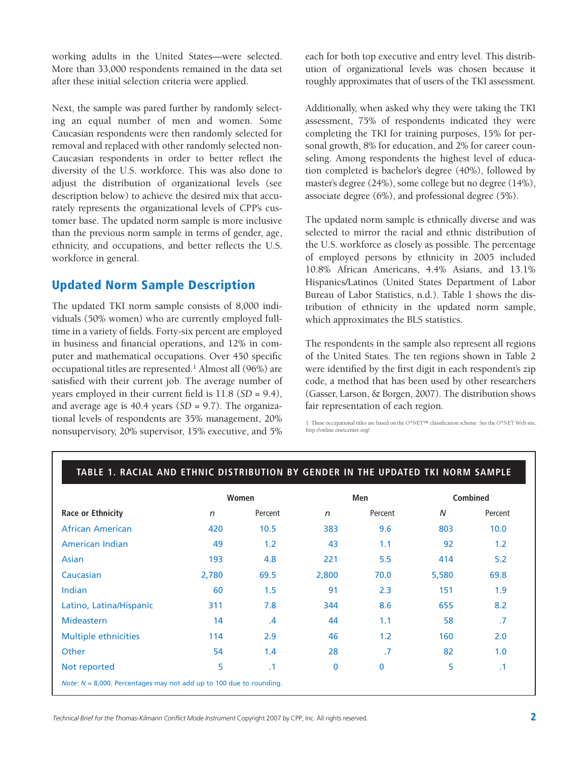working adults in the United States—were selected. More than 33,000 respondents remained in the data set after these initial selection criteria were applied.

Next, the sample was pared further by randomly selecting an equal number of men and women. Some Caucasian respondents were then randomly selected for removal and replaced with other randomly selected non-Caucasian respondents in order to better reflect the diversity of the U.S. workforce. This was also done to adjust the distribution of organizational levels (see description below) to achieve the desired mix that accurately represents the organizational levels of CPP's customer base. The updated norm sample is more inclusive than the previous norm sample in terms of gender, age, ethnicity, and occupations, and better reflects the U.S. workforce in general.

## Updated Norm Sample Description

The updated TKI norm sample consists of 8,000 individuals (50% women) who are currently employed full-time in a variety of fields. Forty-six percent are employed in business and financial operations, and 12% in computer and mathematical occupations. Over 450 specific occupational titles are represented.[1] Almost all (96%) are satisfied with their current job. The average number of years employed in their current field is 11.8 (*SD* = 9.4), and average age is 40.4 years (*SD* = 9.7). The organizational levels of respondents are 35% management, 20% nonsupervisory, 20% supervisor, 15% executive, and 5% each for both top executive and entry level. This distribution of organizational levels was chosen because it roughly approximates that of users of the TKI assessment.

Additionally, when asked why they were taking the TKI assessment, 75% of respondents indicated they were completing the TKI for training purposes, 15% for personal growth, 8% for education, and 2% for career counseling. Among respondents the highest level of education completed is bachelor's degree (40%), followed by master's degree (24%), some college but no degree (14%), associate degree (6%), and professional degree (5%).

The updated norm sample is ethnically diverse and was selected to mirror the racial and ethnic distribution of the U.S. workforce as closely as possible. The percentage of employed persons by ethnicity in 2005 included 10.8% African Americans, 4.4% Asians, and 13.1% Hispanics/Latinos (United States Department of Labor Bureau of Labor Statistics, n.d.). Table 1 shows the distribution of ethnicity in the updated norm sample, which approximates the BLS statistics.

The respondents in the sample also represent all regions of the United States. The ten regions shown in Table 2 were identified by the first digit in each respondent's zip code, a method that has been used by other researchers (Gasser, Larson, & Borgen, 2007). The distribution shows fair representation of each region.

1. These occupational titles are based on the O*NET™ classification scheme. See the O*NET Web site, http://online.onetcenter.org/

**TABLE 1. RACIAL AND ETHNIC DISTRIBUTION BY GENDER IN THE UPDATED TKI NORM SAMPLE**

| | Women | | Men | | Combined | |
|---|---|---|---|---|---|---|
| **Race or Ethnicity** | *n* | Percent | *n* | Percent | *N* | Percent |
| African American | 420 | 10.5 | 383 | 9.6 | 803 | 10.0 |
| American Indian | 49 | 1.2 | 43 | 1.1 | 92 | 1.2 |
| Asian | 193 | 4.8 | 221 | 5.5 | 414 | 5.2 |
| Caucasian | 2,780 | 69.5 | 2,800 | 70.0 | 5,580 | 69.8 |
| Indian | 60 | 1.5 | 91 | 2.3 | 151 | 1.9 |
| Latino, Latina/Hispanic | 311 | 7.8 | 344 | 8.6 | 655 | 8.2 |
| Mideastern | 14 | .4 | 44 | 1.1 | 58 | .7 |
| Multiple ethnicities | 114 | 2.9 | 46 | 1.2 | 160 | 2.0 |
| Other | 54 | 1.4 | 28 | .7 | 82 | 1.0 |
| Not reported | 5 | .1 | 0 | 0 | 5 | .1 |

*Note: N* = 8,000. Percentages may not add up to 100 due to rounding.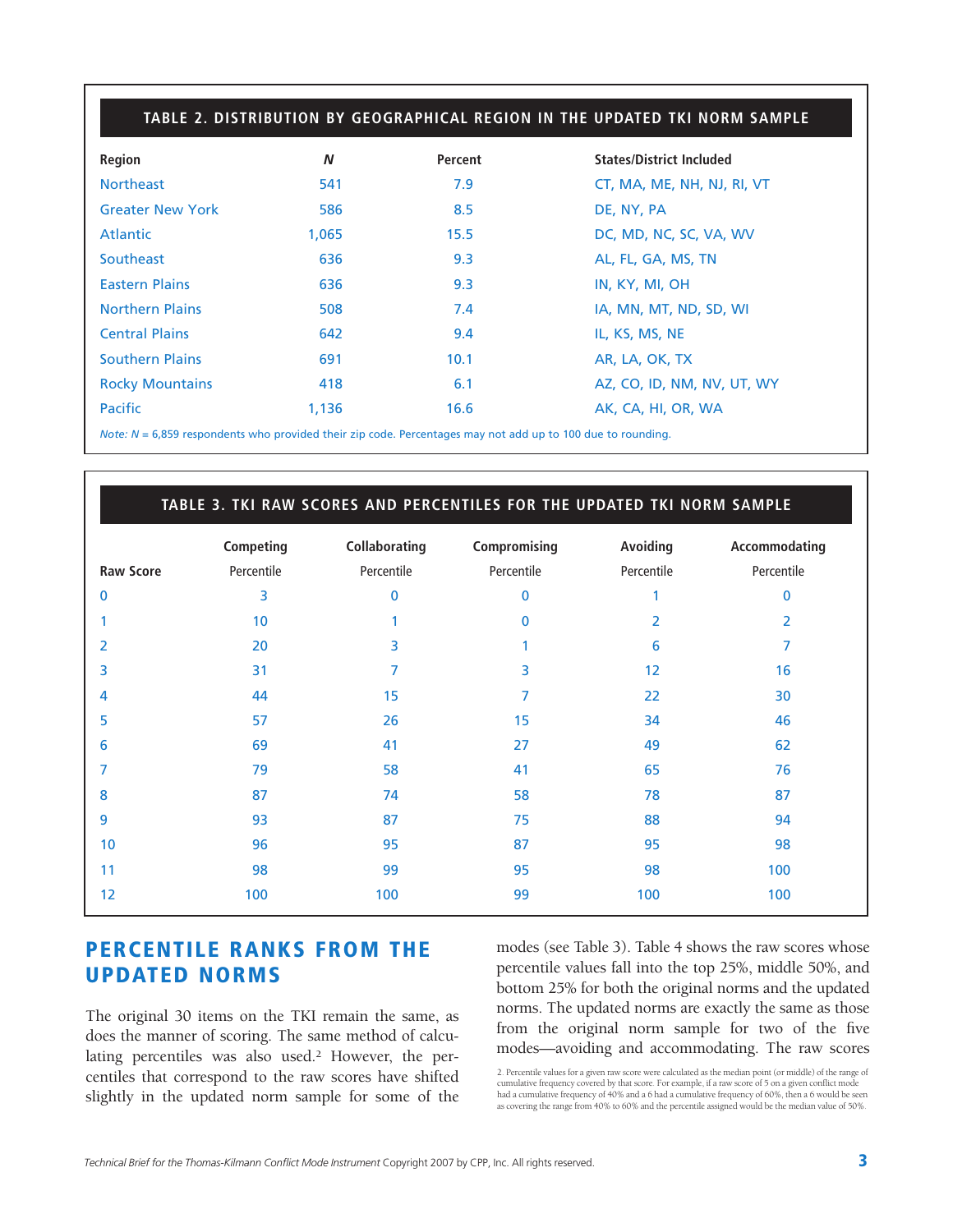**TABLE 2. DISTRIBUTION BY GEOGRAPHICAL REGION IN THE UPDATED TKI NORM SAMPLE**

| Region | *N* | Percent | States/District Included |
|---|---|---|---|
| Northeast | 541 | 7.9 | CT, MA, ME, NH, NJ, RI, VT |
| Greater New York | 586 | 8.5 | DE, NY, PA |
| Atlantic | 1,065 | 15.5 | DC, MD, NC, SC, VA, WV |
| Southeast | 636 | 9.3 | AL, FL, GA, MS, TN |
| Eastern Plains | 636 | 9.3 | IN, KY, MI, OH |
| Northern Plains | 508 | 7.4 | IA, MN, MT, ND, SD, WI |
| Central Plains | 642 | 9.4 | IL, KS, MS, NE |
| Southern Plains | 691 | 10.1 | AR, LA, OK, TX |
| Rocky Mountains | 418 | 6.1 | AZ, CO, ID, NM, NV, UT, WY |
| Pacific | 1,136 | 16.6 | AK, CA, HI, OR, WA |

*Note: N* = 6,859 respondents who provided their zip code. Percentages may not add up to 100 due to rounding.

**TABLE 3. TKI RAW SCORES AND PERCENTILES FOR THE UPDATED TKI NORM SAMPLE**

| | Competing | Collaborating | Compromising | Avoiding | Accommodating |
|---|---|---|---|---|---|
| Raw Score | Percentile | Percentile | Percentile | Percentile | Percentile |
| 0 | 3 | 0 | 0 | 1 | 0 |
| 1 | 10 | 1 | 0 | 2 | 2 |
| 2 | 20 | 3 | 1 | 6 | 7 |
| 3 | 31 | 7 | 3 | 12 | 16 |
| 4 | 44 | 15 | 7 | 22 | 30 |
| 5 | 57 | 26 | 15 | 34 | 46 |
| 6 | 69 | 41 | 27 | 49 | 62 |
| 7 | 79 | 58 | 41 | 65 | 76 |
| 8 | 87 | 74 | 58 | 78 | 87 |
| 9 | 93 | 87 | 75 | 88 | 94 |
| 10 | 96 | 95 | 87 | 95 | 98 |
| 11 | 98 | 99 | 95 | 98 | 100 |
| 12 | 100 | 100 | 99 | 100 | 100 |

## PERCENTILE RANKS FROM THE UPDATED NORMS

The original 30 items on the TKI remain the same, as does the manner of scoring. The same method of calculating percentiles was also used.[2] However, the percentiles that correspond to the raw scores have shifted slightly in the updated norm sample for some of the modes (see Table 3). Table 4 shows the raw scores whose percentile values fall into the top 25%, middle 50%, and bottom 25% for both the original norms and the updated norms. The updated norms are exactly the same as those from the original norm sample for two of the five modes—avoiding and accommodating. The raw scores

2. Percentile values for a given raw score were calculated as the median point (or middle) of the range of cumulative frequency covered by that score. For example, if a raw score of 5 on a given conflict mode had a cumulative frequency of 40% and a 6 had a cumulative frequency of 60%, then a 6 would be seen as covering the range from 40% to 60% and the percentile assigned would be the median value of 50%.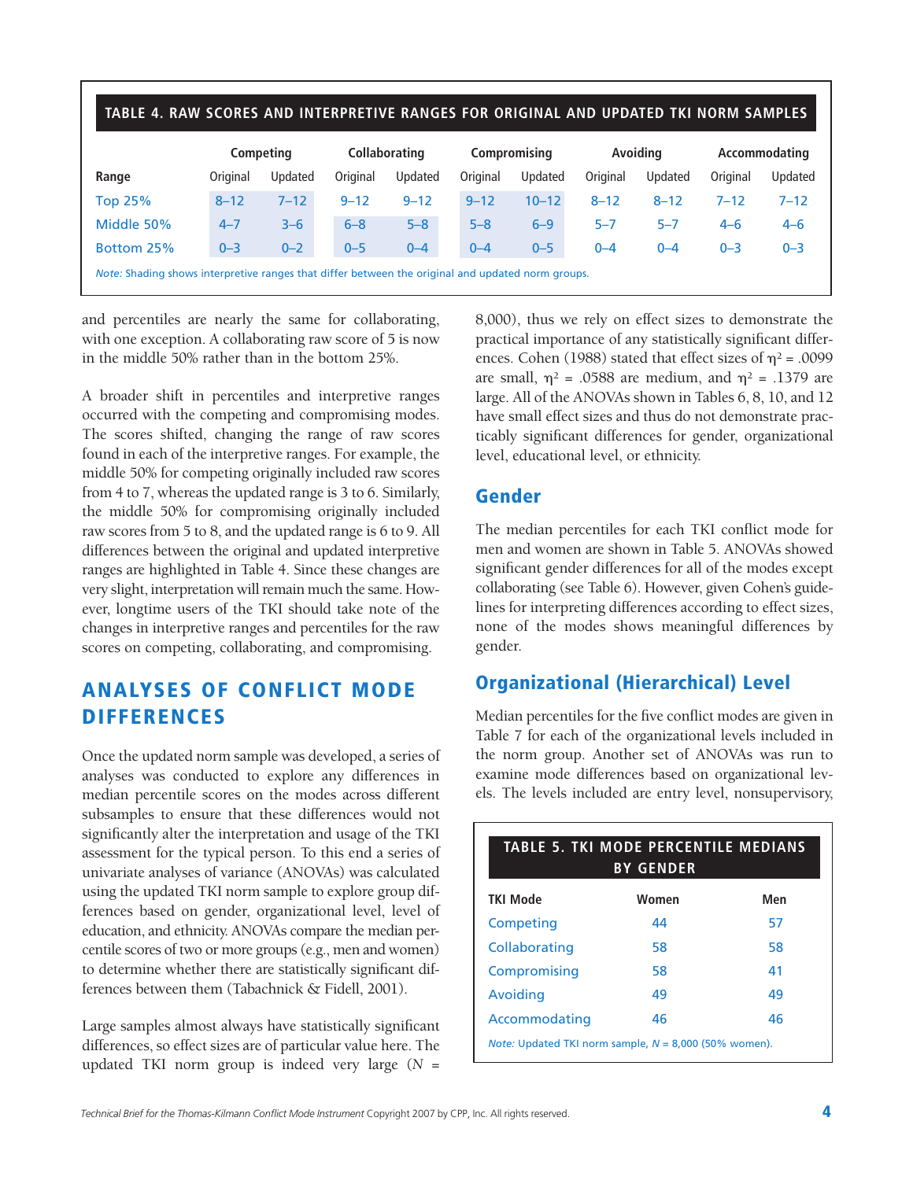**TABLE 4. RAW SCORES AND INTERPRETIVE RANGES FOR ORIGINAL AND UPDATED TKI NORM SAMPLES**

| | Competing | | Collaborating | | Compromising | | Avoiding | | Accommodating | |
|---|---|---|---|---|---|---|---|---|---|---|
| Range | Original | Updated | Original | Updated | Original | Updated | Original | Updated | Original | Updated |
| Top 25% | 8–12 | 7–12 | 9–12 | 9–12 | 9–12 | 10–12 | 8–12 | 8–12 | 7–12 | 7–12 |
| Middle 50% | 4–7 | 3–6 | 6–8 | 5–8 | 5–8 | 6–9 | 5–7 | 5–7 | 4–6 | 4–6 |
| Bottom 25% | 0–3 | 0–2 | 0–5 | 0–4 | 0–4 | 0–5 | 0–4 | 0–4 | 0–3 | 0–3 |

*Note:* Shading shows interpretive ranges that differ between the original and updated norm groups.

and percentiles are nearly the same for collaborating, with one exception. A collaborating raw score of 5 is now in the middle 50% rather than in the bottom 25%.

A broader shift in percentiles and interpretive ranges occurred with the competing and compromising modes. The scores shifted, changing the range of raw scores found in each of the interpretive ranges. For example, the middle 50% for competing originally included raw scores from 4 to 7, whereas the updated range is 3 to 6. Similarly, the middle 50% for compromising originally included raw scores from 5 to 8, and the updated range is 6 to 9. All differences between the original and updated interpretive ranges are highlighted in Table 4. Since these changes are very slight, interpretation will remain much the same. However, longtime users of the TKI should take note of the changes in interpretive ranges and percentiles for the raw scores on competing, collaborating, and compromising.

## ANALYSES OF CONFLICT MODE DIFFERENCES

Once the updated norm sample was developed, a series of analyses was conducted to explore any differences in median percentile scores on the modes across different subsamples to ensure that these differences would not significantly alter the interpretation and usage of the TKI assessment for the typical person. To this end a series of univariate analyses of variance (ANOVAs) was calculated using the updated TKI norm sample to explore group differences based on gender, organizational level, level of education, and ethnicity. ANOVAs compare the median percentile scores of two or more groups (e.g., men and women) to determine whether there are statistically significant differences between them (Tabachnick & Fidell, 2001).

Large samples almost always have statistically significant differences, so effect sizes are of particular value here. The updated TKI norm group is indeed very large ($N$ = 8,000), thus we rely on effect sizes to demonstrate the practical importance of any statistically significant differences. Cohen (1988) stated that effect sizes of $\eta^2 = .0099$ are small, $\eta^2 = .0588$ are medium, and $\eta^2 = .1379$ are large. All of the ANOVAs shown in Tables 6, 8, 10, and 12 have small effect sizes and thus do not demonstrate practicably significant differences for gender, organizational level, educational level, or ethnicity.

### Gender

The median percentiles for each TKI conflict mode for men and women are shown in Table 5. ANOVAs showed significant gender differences for all of the modes except collaborating (see Table 6). However, given Cohen's guidelines for interpreting differences according to effect sizes, none of the modes shows meaningful differences by gender.

**TABLE 5. TKI MODE PERCENTILE MEDIANS BY GENDER**

| TKI Mode | Women | Men |
|---|---|---|
| Competing | 44 | 57 |
| Collaborating | 58 | 58 |
| Compromising | 58 | 41 |
| Avoiding | 49 | 49 |
| Accommodating | 46 | 46 |

*Note:* Updated TKI norm sample, $N$ = 8,000 (50% women).

### Organizational (Hierarchical) Level

Median percentiles for the five conflict modes are given in Table 7 for each of the organizational levels included in the norm group. Another set of ANOVAs was run to examine mode differences based on organizational levels. The levels included are entry level, nonsupervisory,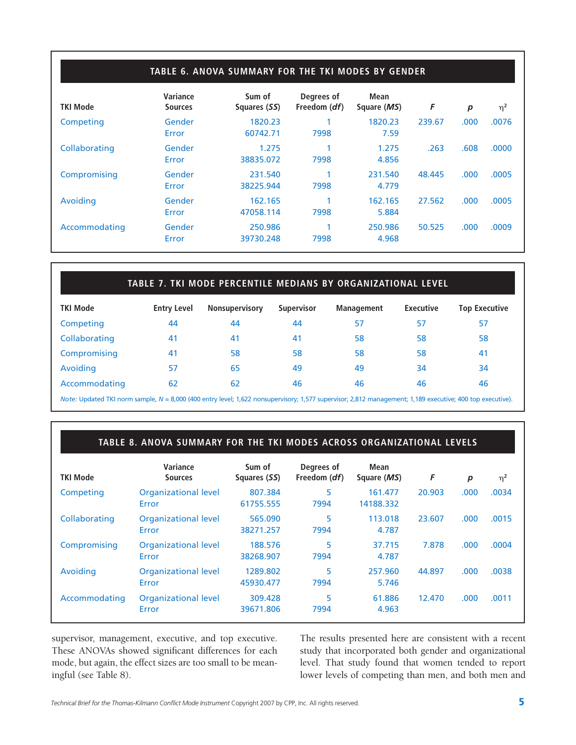**TABLE 6. ANOVA SUMMARY FOR THE TKI MODES BY GENDER**

| TKI Mode | Variance Sources | Sum of Squares (*SS*) | Degrees of Freedom (*df*) | Mean Square (*MS*) | *F* | *p* | $\eta^2$ |
|---|---|---|---|---|---|---|---|
| Competing | Gender | 1820.23 | 1 | 1820.23 | 239.67 | .000 | .0076 |
| | Error | 60742.71 | 7998 | 7.59 | | | |
| Collaborating | Gender | 1.275 | 1 | 1.275 | .263 | .608 | .0000 |
| | Error | 38835.072 | 7998 | 4.856 | | | |
| Compromising | Gender | 231.540 | 1 | 231.540 | 48.445 | .000 | .0005 |
| | Error | 38225.944 | 7998 | 4.779 | | | |
| Avoiding | Gender | 162.165 | 1 | 162.165 | 27.562 | .000 | .0005 |
| | Error | 47058.114 | 7998 | 5.884 | | | |
| Accommodating | Gender | 250.986 | 1 | 250.986 | 50.525 | .000 | .0009 |
| | Error | 39730.248 | 7998 | 4.968 | | | |

**TABLE 7. TKI MODE PERCENTILE MEDIANS BY ORGANIZATIONAL LEVEL**

| TKI Mode | Entry Level | Nonsupervisory | Supervisor | Management | Executive | Top Executive |
|---|---|---|---|---|---|---|
| Competing | 44 | 44 | 44 | 57 | 57 | 57 |
| Collaborating | 41 | 41 | 41 | 58 | 58 | 58 |
| Compromising | 41 | 58 | 58 | 58 | 58 | 41 |
| Avoiding | 57 | 65 | 49 | 49 | 34 | 34 |
| Accommodating | 62 | 62 | 46 | 46 | 46 | 46 |

*Note:* Updated TKI norm sample, *N* = 8,000 (400 entry level; 1,622 nonsupervisory; 1,577 supervisor; 2,812 management; 1,189 executive; 400 top executive).

**TABLE 8. ANOVA SUMMARY FOR THE TKI MODES ACROSS ORGANIZATIONAL LEVELS**

| TKI Mode | Variance Sources | Sum of Squares (*SS*) | Degrees of Freedom (*df*) | Mean Square (*MS*) | *F* | *p* | $\eta^2$ |
|---|---|---|---|---|---|---|---|
| Competing | Organizational level | 807.384 | 5 | 161.477 | 20.903 | .000 | .0034 |
| | Error | 61755.555 | 7994 | 14188.332 | | | |
| Collaborating | Organizational level | 565.090 | 5 | 113.018 | 23.607 | .000 | .0015 |
| | Error | 38271.257 | 7994 | 4.787 | | | |
| Compromising | Organizational level | 188.576 | 5 | 37.715 | 7.878 | .000 | .0004 |
| | Error | 38268.907 | 7994 | 4.787 | | | |
| Avoiding | Organizational level | 1289.802 | 5 | 257.960 | 44.897 | .000 | .0038 |
| | Error | 45930.477 | 7994 | 5.746 | | | |
| Accommodating | Organizational level | 309.428 | 5 | 61.886 | 12.470 | .000 | .0011 |
| | Error | 39671.806 | 7994 | 4.963 | | | |

supervisor, management, executive, and top executive. These ANOVAs showed significant differences for each mode, but again, the effect sizes are too small to be meaningful (see Table 8).

The results presented here are consistent with a recent study that incorporated both gender and organizational level. That study found that women tended to report lower levels of competing than men, and both men and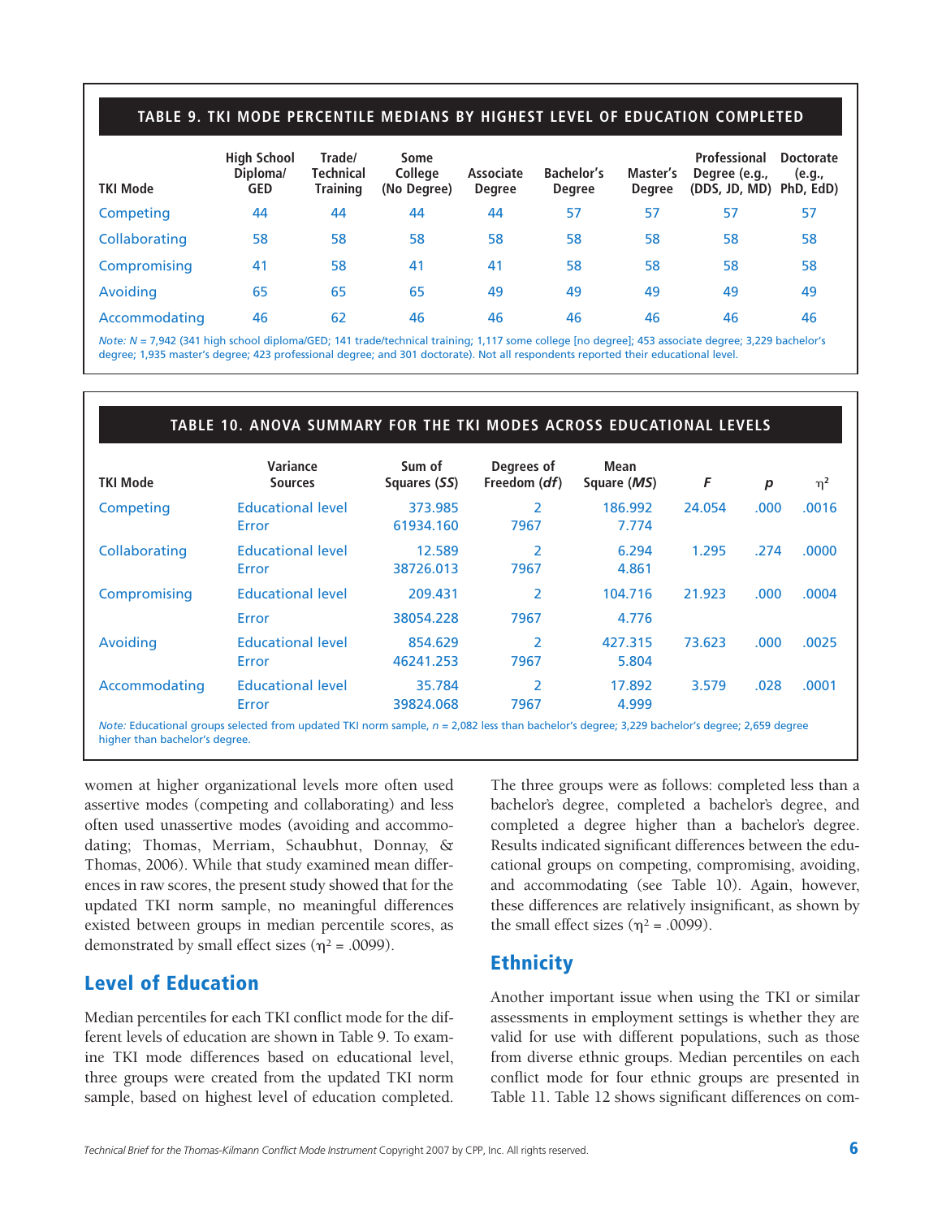**TABLE 9. TKI MODE PERCENTILE MEDIANS BY HIGHEST LEVEL OF EDUCATION COMPLETED**

| TKI Mode | High School Diploma/ GED | Trade/ Technical Training | Some College (No Degree) | Associate Degree | Bachelor's Degree | Master's Degree | Professional Degree (e.g., (DDS, JD, MD) | Doctorate (e.g., PhD, EdD) |
|---|---|---|---|---|---|---|---|---|
| Competing | 44 | 44 | 44 | 44 | 57 | 57 | 57 | 57 |
| Collaborating | 58 | 58 | 58 | 58 | 58 | 58 | 58 | 58 |
| Compromising | 41 | 58 | 41 | 41 | 58 | 58 | 58 | 58 |
| Avoiding | 65 | 65 | 65 | 49 | 49 | 49 | 49 | 49 |
| Accommodating | 46 | 62 | 46 | 46 | 46 | 46 | 46 | 46 |

*Note:* $N$ = 7,942 (341 high school diploma/GED; 141 trade/technical training; 1,117 some college [no degree]; 453 associate degree; 3,229 bachelor's degree; 1,935 master's degree; 423 professional degree; and 301 doctorate). Not all respondents reported their educational level.

**TABLE 10. ANOVA SUMMARY FOR THE TKI MODES ACROSS EDUCATIONAL LEVELS**

| TKI Mode | Variance Sources | Sum of Squares (*SS*) | Degrees of Freedom (*df*) | Mean Square (*MS*) | *F* | *p* | $\eta^2$ |
|---|---|---|---|---|---|---|---|
| Competing | Educational level | 373.985 | 2 | 186.992 | 24.054 | .000 | .0016 |
| | Error | 61934.160 | 7967 | 7.774 | | | |
| Collaborating | Educational level | 12.589 | 2 | 6.294 | 1.295 | .274 | .0000 |
| | Error | 38726.013 | 7967 | 4.861 | | | |
| Compromising | Educational level | 209.431 | 2 | 104.716 | 21.923 | .000 | .0004 |
| | Error | 38054.228 | 7967 | 4.776 | | | |
| Avoiding | Educational level | 854.629 | 2 | 427.315 | 73.623 | .000 | .0025 |
| | Error | 46241.253 | 7967 | 5.804 | | | |
| Accommodating | Educational level | 35.784 | 2 | 17.892 | 3.579 | .028 | .0001 |
| | Error | 39824.068 | 7967 | 4.999 | | | |

*Note:* Educational groups selected from updated TKI norm sample, $n$ = 2,082 less than bachelor's degree; 3,229 bachelor's degree; 2,659 degree higher than bachelor's degree.

women at higher organizational levels more often used assertive modes (competing and collaborating) and less often used unassertive modes (avoiding and accommodating; Thomas, Merriam, Schaubhut, Donnay, & Thomas, 2006). While that study examined mean differences in raw scores, the present study showed that for the updated TKI norm sample, no meaningful differences existed between groups in median percentile scores, as demonstrated by small effect sizes ($\eta^2$ = .0099).

## Level of Education

Median percentiles for each TKI conflict mode for the different levels of education are shown in Table 9. To examine TKI mode differences based on educational level, three groups were created from the updated TKI norm sample, based on highest level of education completed. The three groups were as follows: completed less than a bachelor's degree, completed a bachelor's degree, and completed a degree higher than a bachelor's degree. Results indicated significant differences between the educational groups on competing, compromising, avoiding, and accommodating (see Table 10). Again, however, these differences are relatively insignificant, as shown by the small effect sizes ($\eta^2$ = .0099).

## Ethnicity

Another important issue when using the TKI or similar assessments in employment settings is whether they are valid for use with different populations, such as those from diverse ethnic groups. Median percentiles on each conflict mode for four ethnic groups are presented in Table 11. Table 12 shows significant differences on com-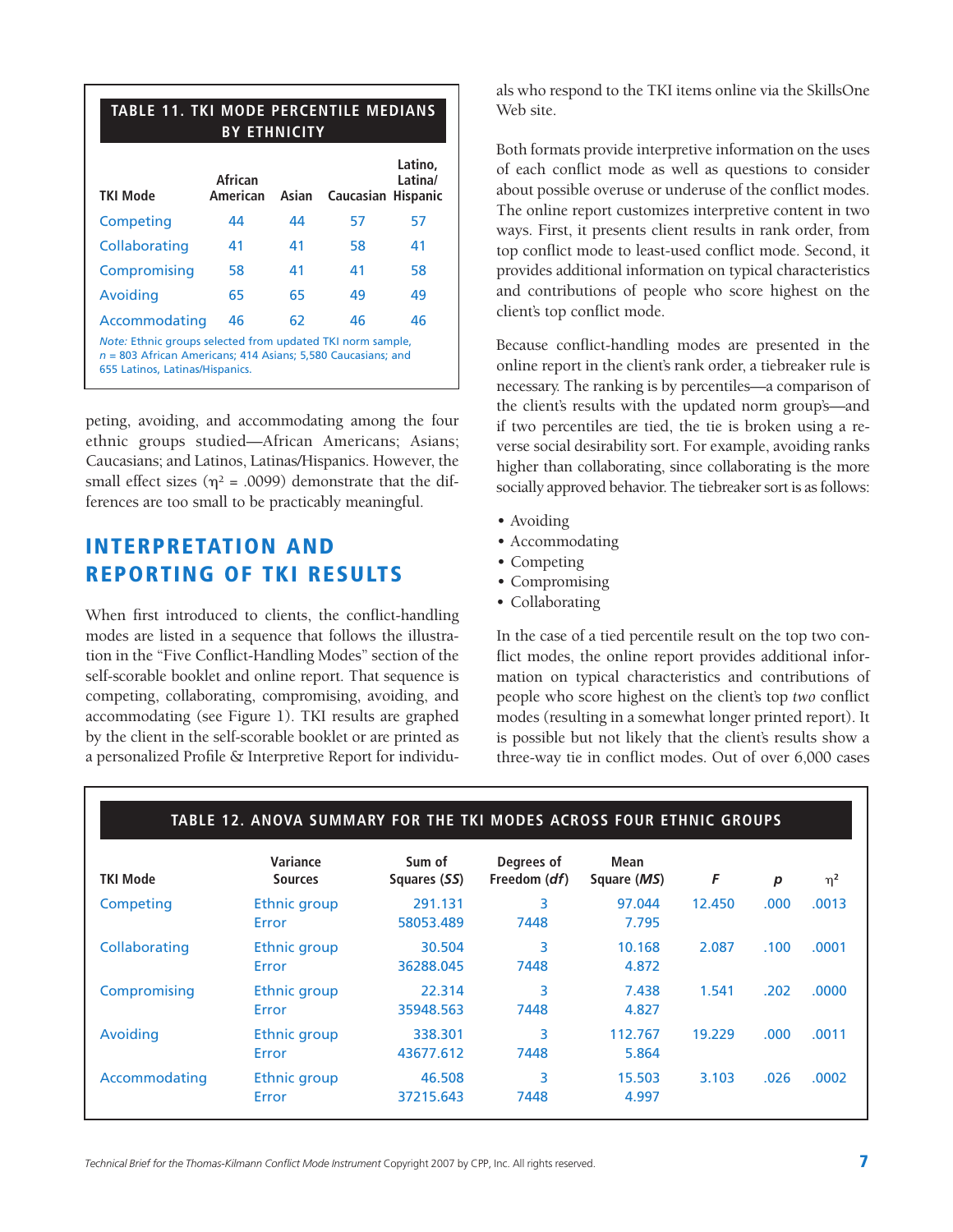**TABLE 11. TKI MODE PERCENTILE MEDIANS BY ETHNICITY**

| TKI Mode | African American | Asian | Caucasian | Latino, Latina/ Hispanic |
|---|---|---|---|---|
| Competing | 44 | 44 | 57 | 57 |
| Collaborating | 41 | 41 | 58 | 41 |
| Compromising | 58 | 41 | 41 | 58 |
| Avoiding | 65 | 65 | 49 | 49 |
| Accommodating | 46 | 62 | 46 | 46 |

*Note:* Ethnic groups selected from updated TKI norm sample, *n* = 803 African Americans; 414 Asians; 5,580 Caucasians; and 655 Latinos, Latinas/Hispanics.

peting, avoiding, and accommodating among the four ethnic groups studied—African Americans; Asians; Caucasians; and Latinos, Latinas/Hispanics. However, the small effect sizes ($\eta^2$ = .0099) demonstrate that the differences are too small to be practicably meaningful.

## INTERPRETATION AND REPORTING OF TKI RESULTS

When first introduced to clients, the conflict-handling modes are listed in a sequence that follows the illustration in the "Five Conflict-Handling Modes" section of the self-scorable booklet and online report. That sequence is competing, collaborating, compromising, avoiding, and accommodating (see Figure 1). TKI results are graphed by the client in the self-scorable booklet or are printed as a personalized Profile & Interpretive Report for individuals who respond to the TKI items online via the SkillsOne Web site.

Both formats provide interpretive information on the uses of each conflict mode as well as questions to consider about possible overuse or underuse of the conflict modes. The online report customizes interpretive content in two ways. First, it presents client results in rank order, from top conflict mode to least-used conflict mode. Second, it provides additional information on typical characteristics and contributions of people who score highest on the client's top conflict mode.

Because conflict-handling modes are presented in the online report in the client's rank order, a tiebreaker rule is necessary. The ranking is by percentiles—a comparison of the client's results with the updated norm group's—and if two percentiles are tied, the tie is broken using a reverse social desirability sort. For example, avoiding ranks higher than collaborating, since collaborating is the more socially approved behavior. The tiebreaker sort is as follows:

- Avoiding
- Accommodating
- Competing
- Compromising
- Collaborating

In the case of a tied percentile result on the top two conflict modes, the online report provides additional information on typical characteristics and contributions of people who score highest on the client's top *two* conflict modes (resulting in a somewhat longer printed report). It is possible but not likely that the client's results show a three-way tie in conflict modes. Out of over 6,000 cases

**TABLE 12. ANOVA SUMMARY FOR THE TKI MODES ACROSS FOUR ETHNIC GROUPS**

| TKI Mode | Variance Sources | Sum of Squares (*SS*) | Degrees of Freedom (*df*) | Mean Square (*MS*) | *F* | *p* | $\eta^2$ |
|---|---|---|---|---|---|---|---|
| Competing | Ethnic group | 291.131 | 3 | 97.044 | 12.450 | .000 | .0013 |
| | Error | 58053.489 | 7448 | 7.795 | | | |
| Collaborating | Ethnic group | 30.504 | 3 | 10.168 | 2.087 | .100 | .0001 |
| | Error | 36288.045 | 7448 | 4.872 | | | |
| Compromising | Ethnic group | 22.314 | 3 | 7.438 | 1.541 | .202 | .0000 |
| | Error | 35948.563 | 7448 | 4.827 | | | |
| Avoiding | Ethnic group | 338.301 | 3 | 112.767 | 19.229 | .000 | .0011 |
| | Error | 43677.612 | 7448 | 5.864 | | | |
| Accommodating | Ethnic group | 46.508 | 3 | 15.503 | 3.103 | .026 | .0002 |
| | Error | 37215.643 | 7448 | 4.997 | | | |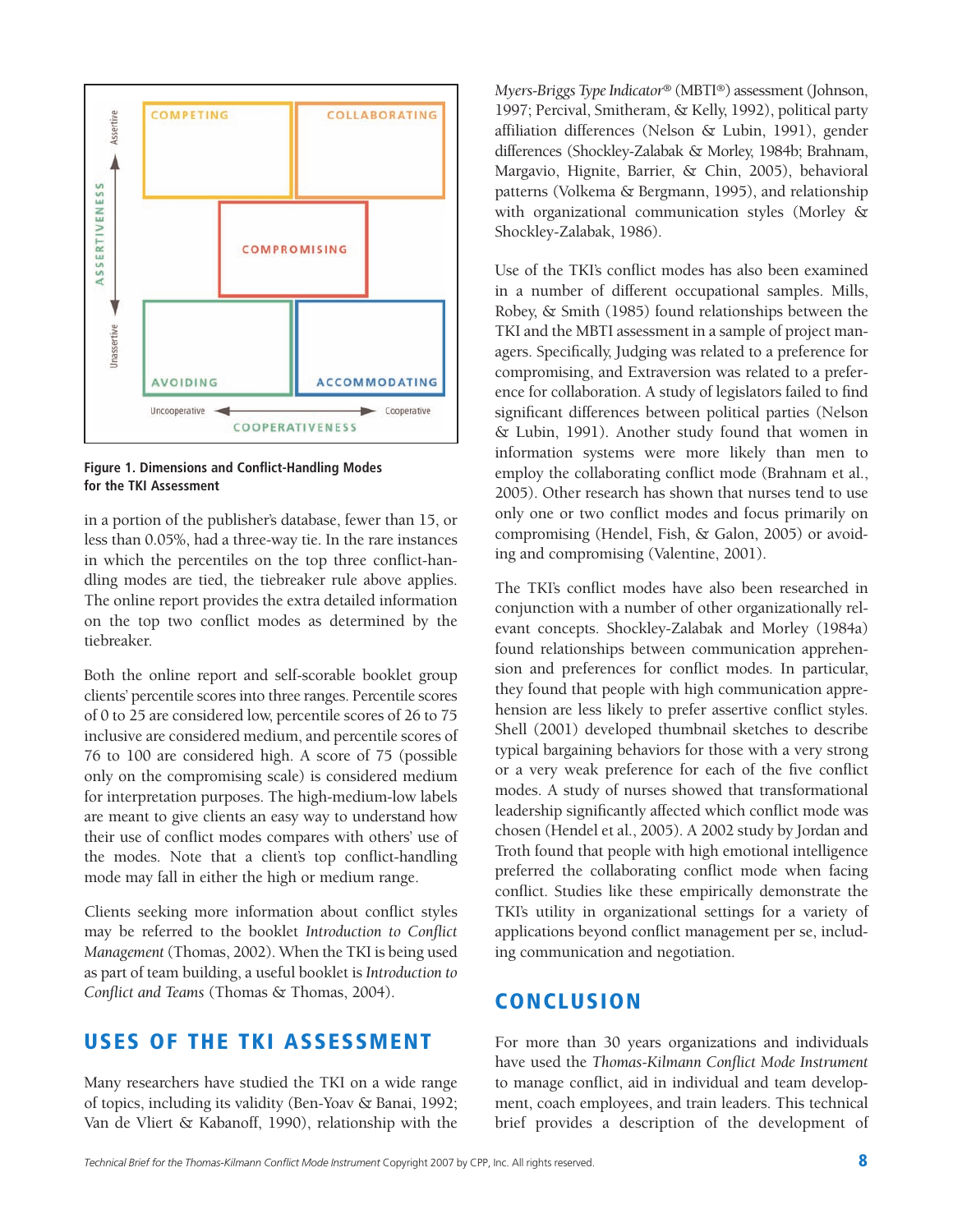COMPETING

COLLABORATING

COMPROMISING

AVOIDING

ACCOMMODATING

Assertive

ASSERTIVENESS

Unassertive

Uncooperative

Cooperative

COOPERATIVENESS

**Figure 1. Dimensions and Conflict-Handling Modes for the TKI Assessment**

in a portion of the publisher's database, fewer than 15, or less than 0.05%, had a three-way tie. In the rare instances in which the percentiles on the top three conflict-handling modes are tied, the tiebreaker rule above applies. The online report provides the extra detailed information on the top two conflict modes as determined by the tiebreaker.

Both the online report and self-scorable booklet group clients' percentile scores into three ranges. Percentile scores of 0 to 25 are considered low, percentile scores of 26 to 75 inclusive are considered medium, and percentile scores of 76 to 100 are considered high. A score of 75 (possible only on the compromising scale) is considered medium for interpretation purposes. The high-medium-low labels are meant to give clients an easy way to understand how their use of conflict modes compares with others' use of the modes. Note that a client's top conflict-handling mode may fall in either the high or medium range.

Clients seeking more information about conflict styles may be referred to the booklet *Introduction to Conflict Management* (Thomas, 2002). When the TKI is being used as part of team building, a useful booklet is *Introduction to Conflict and Teams* (Thomas & Thomas, 2004).

## USES OF THE TKI ASSESSMENT

Many researchers have studied the TKI on a wide range of topics, including its validity (Ben-Yoav & Banai, 1992; Van de Vliert & Kabanoff, 1990), relationship with the *Myers-Briggs Type Indicator®* (MBTI®) assessment (Johnson, 1997; Percival, Smitheram, & Kelly, 1992), political party affiliation differences (Nelson & Lubin, 1991), gender differences (Shockley-Zalabak & Morley, 1984b; Brahnam, Margavio, Hignite, Barrier, & Chin, 2005), behavioral patterns (Volkema & Bergmann, 1995), and relationship with organizational communication styles (Morley & Shockley-Zalabak, 1986).

Use of the TKI's conflict modes has also been examined in a number of different occupational samples. Mills, Robey, & Smith (1985) found relationships between the TKI and the MBTI assessment in a sample of project managers. Specifically, Judging was related to a preference for compromising, and Extraversion was related to a preference for collaboration. A study of legislators failed to find significant differences between political parties (Nelson & Lubin, 1991). Another study found that women in information systems were more likely than men to employ the collaborating conflict mode (Brahnam et al., 2005). Other research has shown that nurses tend to use only one or two conflict modes and focus primarily on compromising (Hendel, Fish, & Galon, 2005) or avoiding and compromising (Valentine, 2001).

The TKI's conflict modes have also been researched in conjunction with a number of other organizationally relevant concepts. Shockley-Zalabak and Morley (1984a) found relationships between communication apprehension and preferences for conflict modes. In particular, they found that people with high communication apprehension are less likely to prefer assertive conflict styles. Shell (2001) developed thumbnail sketches to describe typical bargaining behaviors for those with a very strong or a very weak preference for each of the five conflict modes. A study of nurses showed that transformational leadership significantly affected which conflict mode was chosen (Hendel et al., 2005). A 2002 study by Jordan and Troth found that people with high emotional intelligence preferred the collaborating conflict mode when facing conflict. Studies like these empirically demonstrate the TKI's utility in organizational settings for a variety of applications beyond conflict management per se, including communication and negotiation.

## CONCLUSION

For more than 30 years organizations and individuals have used the *Thomas-Kilmann Conflict Mode Instrument* to manage conflict, aid in individual and team development, coach employees, and train leaders. This technical brief provides a description of the development of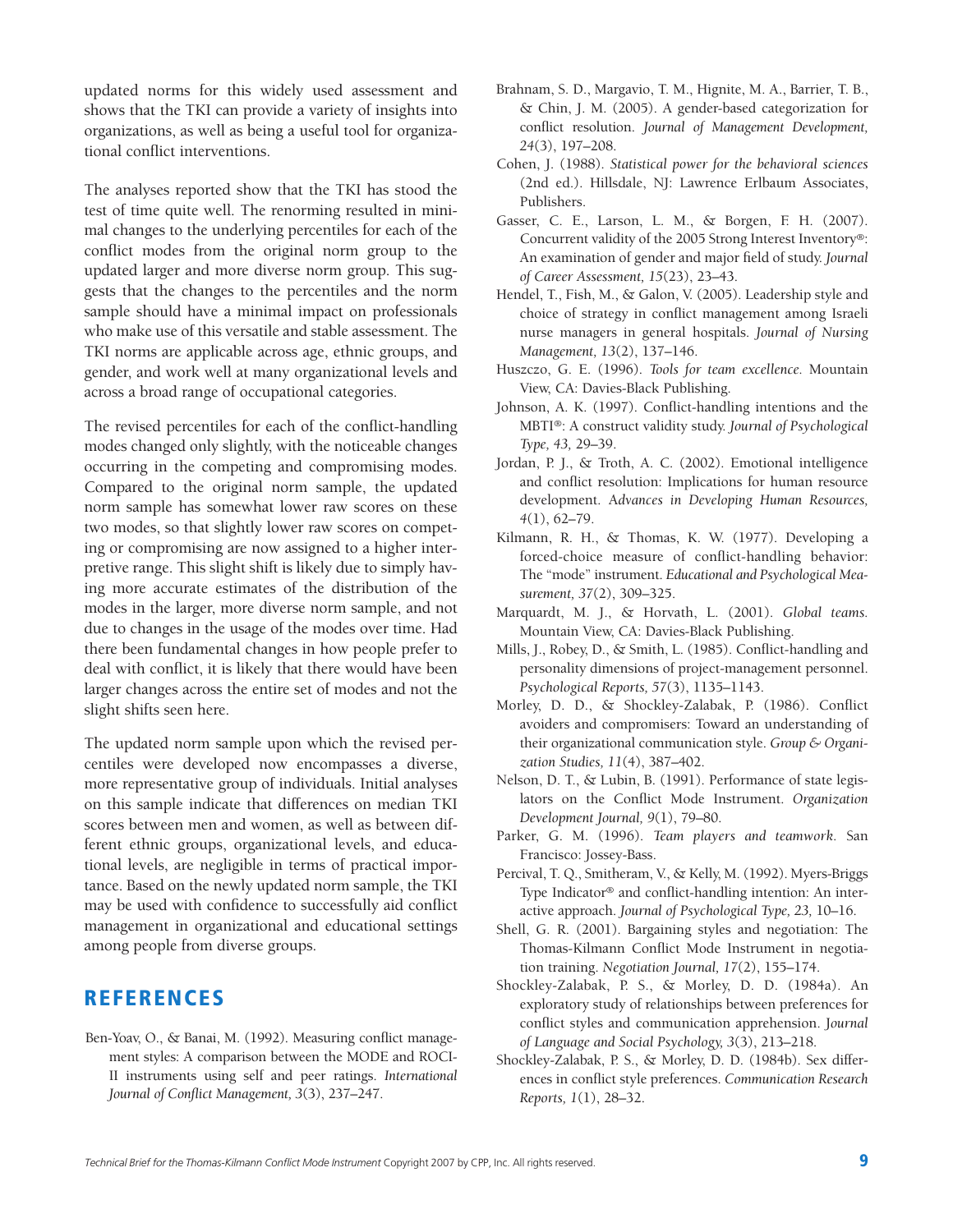updated norms for this widely used assessment and shows that the TKI can provide a variety of insights into organizations, as well as being a useful tool for organizational conflict interventions.

The analyses reported show that the TKI has stood the test of time quite well. The renorming resulted in minimal changes to the underlying percentiles for each of the conflict modes from the original norm group to the updated larger and more diverse norm group. This suggests that the changes to the percentiles and the norm sample should have a minimal impact on professionals who make use of this versatile and stable assessment. The TKI norms are applicable across age, ethnic groups, and gender, and work well at many organizational levels and across a broad range of occupational categories.

The revised percentiles for each of the conflict-handling modes changed only slightly, with the noticeable changes occurring in the competing and compromising modes. Compared to the original norm sample, the updated norm sample has somewhat lower raw scores on these two modes, so that slightly lower raw scores on competing or compromising are now assigned to a higher interpretive range. This slight shift is likely due to simply having more accurate estimates of the distribution of the modes in the larger, more diverse norm sample, and not due to changes in the usage of the modes over time. Had there been fundamental changes in how people prefer to deal with conflict, it is likely that there would have been larger changes across the entire set of modes and not the slight shifts seen here.

The updated norm sample upon which the revised percentiles were developed now encompasses a diverse, more representative group of individuals. Initial analyses on this sample indicate that differences on median TKI scores between men and women, as well as between different ethnic groups, organizational levels, and educational levels, are negligible in terms of practical importance. Based on the newly updated norm sample, the TKI may be used with confidence to successfully aid conflict management in organizational and educational settings among people from diverse groups.

## REFERENCES

Ben-Yoav, O., & Banai, M. (1992). Measuring conflict management styles: A comparison between the MODE and ROCI-II instruments using self and peer ratings. *International Journal of Conflict Management, 3*(3), 237–247.

Brahnam, S. D., Margavio, T. M., Hignite, M. A., Barrier, T. B., & Chin, J. M. (2005). A gender-based categorization for conflict resolution. *Journal of Management Development, 24*(3), 197–208.

Cohen, J. (1988). *Statistical power for the behavioral sciences* (2nd ed.). Hillsdale, NJ: Lawrence Erlbaum Associates, Publishers.

Gasser, C. E., Larson, L. M., & Borgen, F. H. (2007). Concurrent validity of the 2005 Strong Interest Inventory®: An examination of gender and major field of study. *Journal of Career Assessment, 15*(23), 23–43.

Hendel, T., Fish, M., & Galon, V. (2005). Leadership style and choice of strategy in conflict management among Israeli nurse managers in general hospitals. *Journal of Nursing Management, 13*(2), 137–146.

Huszczo, G. E. (1996). *Tools for team excellence.* Mountain View, CA: Davies-Black Publishing.

Johnson, A. K. (1997). Conflict-handling intentions and the MBTI®: A construct validity study. *Journal of Psychological Type, 43,* 29–39.

Jordan, P. J., & Troth, A. C. (2002). Emotional intelligence and conflict resolution: Implications for human resource development. *Advances in Developing Human Resources, 4*(1), 62–79.

Kilmann, R. H., & Thomas, K. W. (1977). Developing a forced-choice measure of conflict-handling behavior: The "mode" instrument. *Educational and Psychological Measurement, 37*(2), 309–325.

Marquardt, M. J., & Horvath, L. (2001). *Global teams.* Mountain View, CA: Davies-Black Publishing.

Mills, J., Robey, D., & Smith, L. (1985). Conflict-handling and personality dimensions of project-management personnel. *Psychological Reports, 57*(3), 1135–1143.

Morley, D. D., & Shockley-Zalabak, P. (1986). Conflict avoiders and compromisers: Toward an understanding of their organizational communication style. *Group & Organization Studies, 11*(4), 387–402.

Nelson, D. T., & Lubin, B. (1991). Performance of state legislators on the Conflict Mode Instrument. *Organization Development Journal, 9*(1), 79–80.

Parker, G. M. (1996). *Team players and teamwork.* San Francisco: Jossey-Bass.

Percival, T. Q., Smitheram, V., & Kelly, M. (1992). Myers-Briggs Type Indicator® and conflict-handling intention: An interactive approach. *Journal of Psychological Type, 23,* 10–16.

Shell, G. R. (2001). Bargaining styles and negotiation: The Thomas-Kilmann Conflict Mode Instrument in negotiation training. *Negotiation Journal, 17*(2), 155–174.

Shockley-Zalabak, P. S., & Morley, D. D. (1984a). An exploratory study of relationships between preferences for conflict styles and communication apprehension. *Journal of Language and Social Psychology, 3*(3), 213–218.

Shockley-Zalabak, P. S., & Morley, D. D. (1984b). Sex differences in conflict style preferences. *Communication Research Reports, 1*(1), 28–32.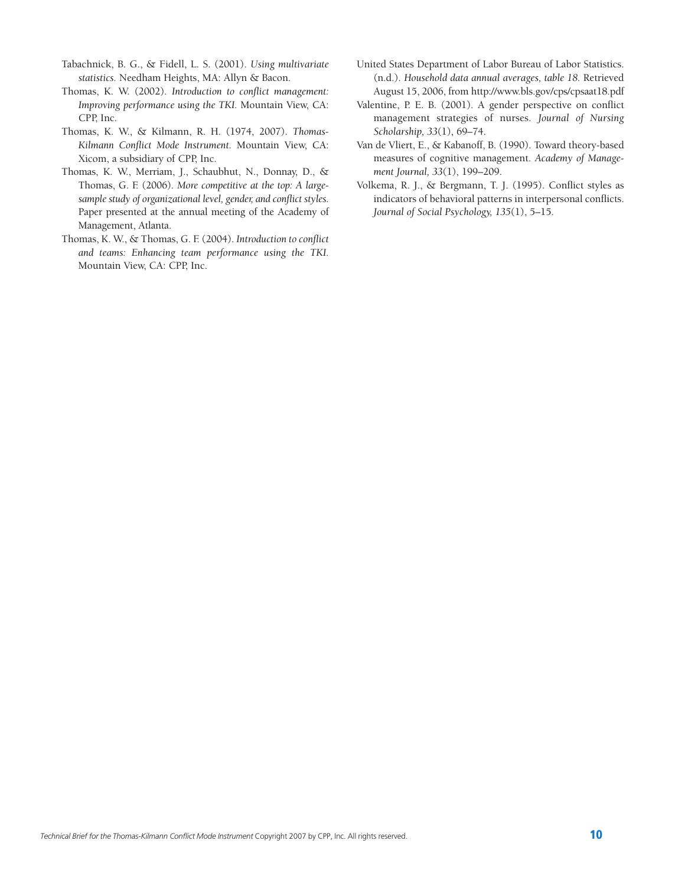Tabachnick, B. G., & Fidell, L. S. (2001). *Using multivariate statistics.* Needham Heights, MA: Allyn & Bacon.

Thomas, K. W. (2002). *Introduction to conflict management: Improving performance using the TKI.* Mountain View, CA: CPP, Inc.

Thomas, K. W., & Kilmann, R. H. (1974, 2007). *Thomas-Kilmann Conflict Mode Instrument.* Mountain View, CA: Xicom, a subsidiary of CPP, Inc.

Thomas, K. W., Merriam, J., Schaubhut, N., Donnay, D., & Thomas, G. F. (2006). *More competitive at the top: A large-sample study of organizational level, gender, and conflict styles.* Paper presented at the annual meeting of the Academy of Management, Atlanta.

Thomas, K. W., & Thomas, G. F. (2004). *Introduction to conflict and teams: Enhancing team performance using the TKI.* Mountain View, CA: CPP, Inc.

United States Department of Labor Bureau of Labor Statistics. (n.d.). *Household data annual averages, table 18.* Retrieved August 15, 2006, from http://www.bls.gov/cps/cpsaat18.pdf

Valentine, P. E. B. (2001). A gender perspective on conflict management strategies of nurses. *Journal of Nursing Scholarship, 33*(1), 69–74.

Van de Vliert, E., & Kabanoff, B. (1990). Toward theory-based measures of cognitive management. *Academy of Management Journal, 33*(1), 199–209.

Volkema, R. J., & Bergmann, T. J. (1995). Conflict styles as indicators of behavioral patterns in interpersonal conflicts. *Journal of Social Psychology, 135*(1), 5–15.